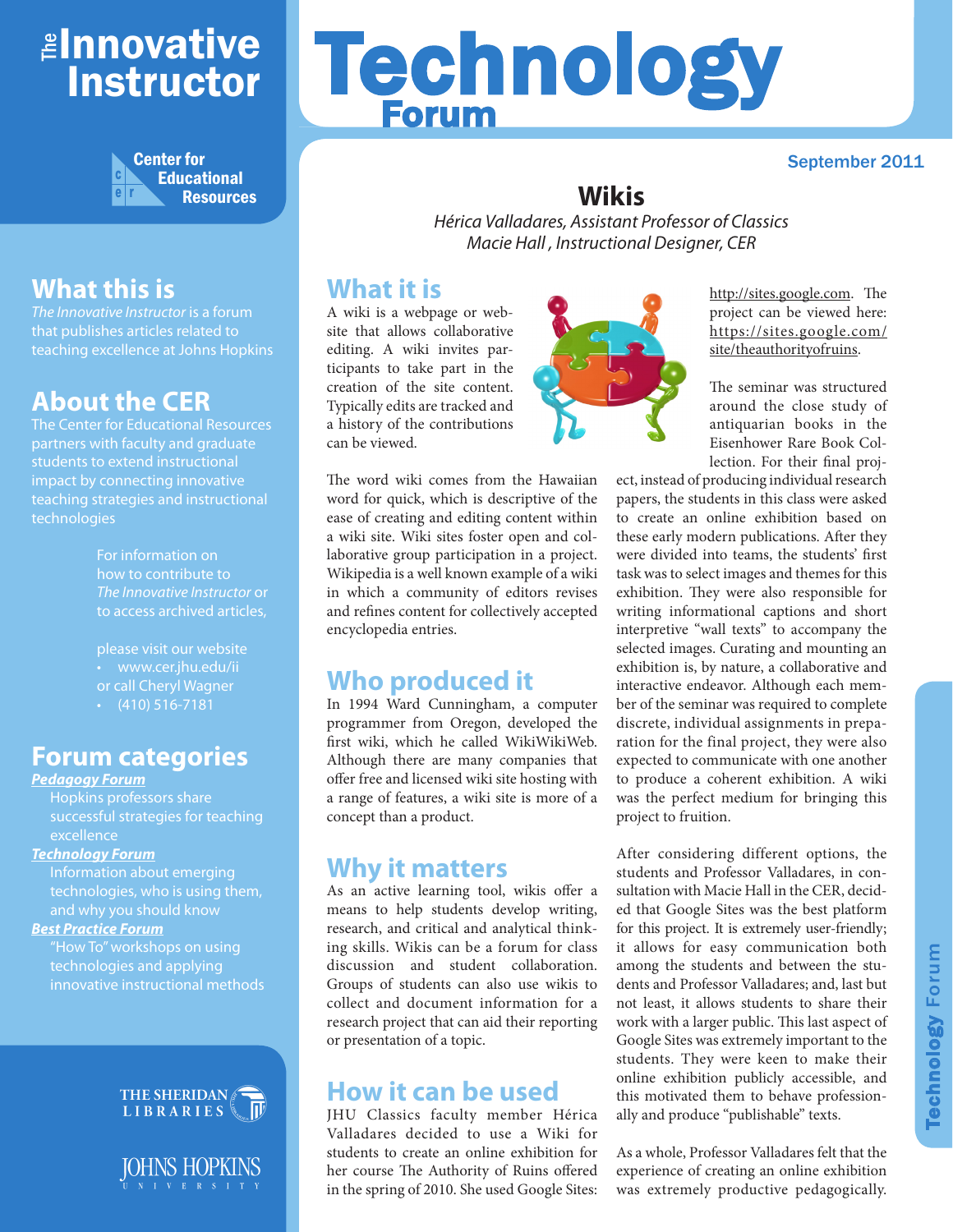# The Innovative Instructor

# Technology Forum

Center for Educational Resources

September 2011

## What this is

*The Innovative Instructor* is a forum that publishes articles related to teaching excellence at Johns Hopkins

## About the CER

The Center for Educational Resources partners with faculty and graduate students to extend instructional impact by connecting innovative teaching strategies and instructional technologies

For information on how to contribute to *The Innovative Instructor* or to access archived articles,

please visit our website
- www.cer.jhu.edu/ii

or call Cheryl Wagner
- (410) 516-7181

## Forum categories

***Pedagogy Forum***
Hopkins professors share successful strategies for teaching excellence

***Technology Forum***
Information about emerging technologies, who is using them, and why you should know

***Best Practice Forum***
"How To" workshops on using technologies and applying innovative instructional methods

THE SHERIDAN LIBRARIES

JOHNS HOPKINS UNIVERSITY

# Wikis

*Hérica Valladares, Assistant Professor of Classics*
*Macie Hall , Instructional Designer, CER*

## What it is

A wiki is a webpage or website that allows collaborative editing. A wiki invites participants to take part in the creation of the site content. Typically edits are tracked and a history of the contributions can be viewed.

The word wiki comes from the Hawaiian word for quick, which is descriptive of the ease of creating and editing content within a wiki site. Wiki sites foster open and collaborative group participation in a project. Wikipedia is a well known example of a wiki in which a community of editors revises and refines content for collectively accepted encyclopedia entries.

## Who produced it

In 1994 Ward Cunningham, a computer programmer from Oregon, developed the first wiki, which he called WikiWikiWeb. Although there are many companies that offer free and licensed wiki site hosting with a range of features, a wiki site is more of a concept than a product.

## Why it matters

As an active learning tool, wikis offer a means to help students develop writing, research, and critical and analytical thinking skills. Wikis can be a forum for class discussion and student collaboration. Groups of students can also use wikis to collect and document information for a research project that can aid their reporting or presentation of a topic.

## How it can be used

JHU Classics faculty member Hérica Valladares decided to use a Wiki for students to create an online exhibition for her course The Authority of Ruins offered in the spring of 2010. She used Google Sites: http://sites.google.com. The project can be viewed here: https://sites.google.com/site/theauthorityofruins.

The seminar was structured around the close study of antiquarian books in the Eisenhower Rare Book Collection. For their final project, instead of producing individual research papers, the students in this class were asked to create an online exhibition based on these early modern publications. After they were divided into teams, the students' first task was to select images and themes for this exhibition. They were also responsible for writing informational captions and short interpretive "wall texts" to accompany the selected images. Curating and mounting an exhibition is, by nature, a collaborative and interactive endeavor. Although each member of the seminar was required to complete discrete, individual assignments in preparation for the final project, they were also expected to communicate with one another to produce a coherent exhibition. A wiki was the perfect medium for bringing this project to fruition.

After considering different options, the students and Professor Valladares, in consultation with Macie Hall in the CER, decided that Google Sites was the best platform for this project. It is extremely user-friendly; it allows for easy communication both among the students and between the students and Professor Valladares; and, last but not least, it allows students to share their work with a larger public. This last aspect of Google Sites was extremely important to the students. They were keen to make their online exhibition publicly accessible, and this motivated them to behave professionally and produce "publishable" texts.

As a whole, Professor Valladares felt that the experience of creating an online exhibition was extremely productive pedagogically.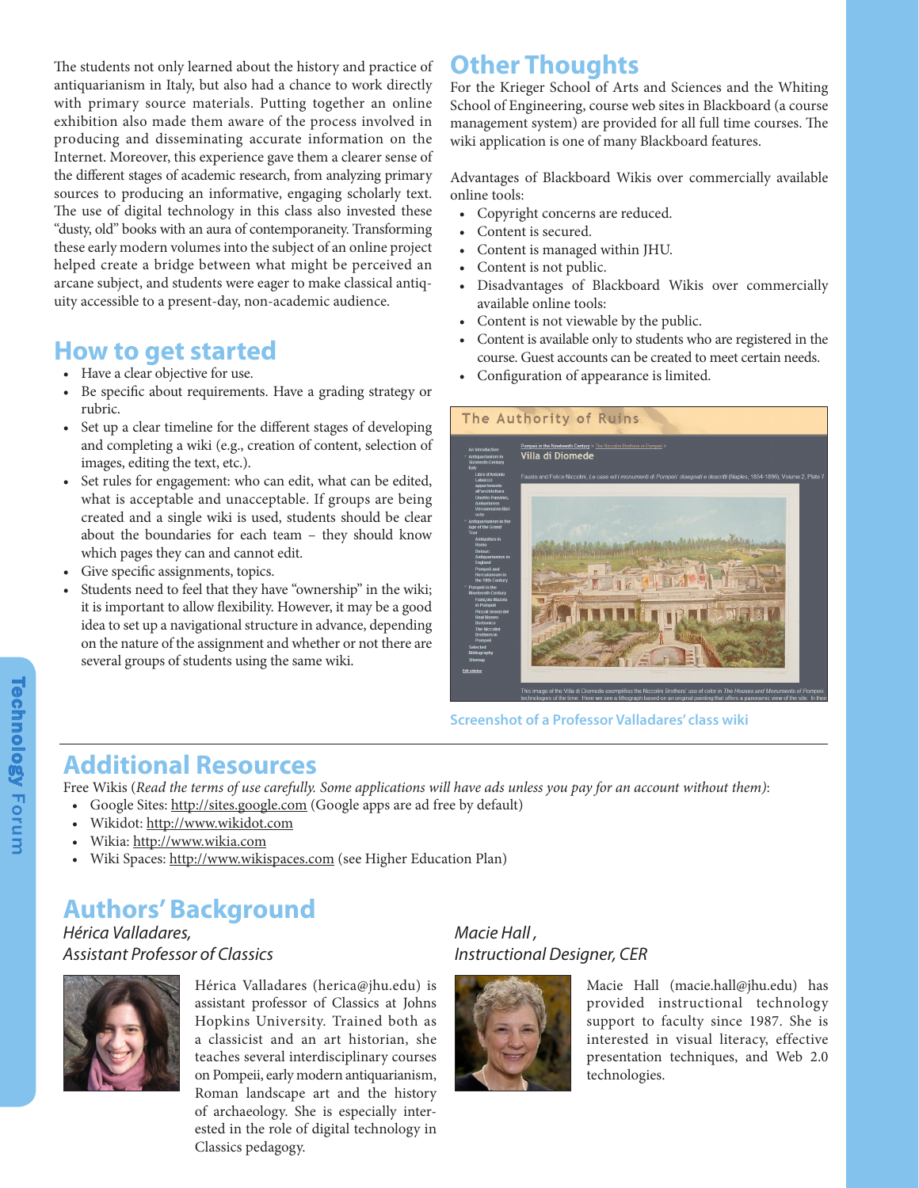The students not only learned about the history and practice of antiquarianism in Italy, but also had a chance to work directly with primary source materials. Putting together an online exhibition also made them aware of the process involved in producing and disseminating accurate information on the Internet. Moreover, this experience gave them a clearer sense of the different stages of academic research, from analyzing primary sources to producing an informative, engaging scholarly text. The use of digital technology in this class also invested these "dusty, old" books with an aura of contemporaneity. Transforming these early modern volumes into the subject of an online project helped create a bridge between what might be perceived an arcane subject, and students were eager to make classical antiquity accessible to a present-day, non-academic audience.

## How to get started

- Have a clear objective for use.
- Be specific about requirements. Have a grading strategy or rubric.
- Set up a clear timeline for the different stages of developing and completing a wiki (e.g., creation of content, selection of images, editing the text, etc.).
- Set rules for engagement: who can edit, what can be edited, what is acceptable and unacceptable. If groups are being created and a single wiki is used, students should be clear about the boundaries for each team – they should know which pages they can and cannot edit.
- Give specific assignments, topics.
- Students need to feel that they have "ownership" in the wiki; it is important to allow flexibility. However, it may be a good idea to set up a navigational structure in advance, depending on the nature of the assignment and whether or not there are several groups of students using the same wiki.

## Other Thoughts

For the Krieger School of Arts and Sciences and the Whiting School of Engineering, course web sites in Blackboard (a course management system) are provided for all full time courses. The wiki application is one of many Blackboard features.

Advantages of Blackboard Wikis over commercially available online tools:

- Copyright concerns are reduced.
- Content is secured.
- Content is managed within JHU.
- Content is not public.
- Disadvantages of Blackboard Wikis over commercially available online tools:
- Content is not viewable by the public.
- Content is available only to students who are registered in the course. Guest accounts can be created to meet certain needs.
- Configuration of appearance is limited.

Screenshot of a Professor Valladares' class wiki

## Additional Resources

Free Wikis (*Read the terms of use carefully. Some applications will have ads unless you pay for an account without them*):

- Google Sites: http://sites.google.com (Google apps are ad free by default)
- Wikidot: http://www.wikidot.com
- Wikia: http://www.wikia.com
- Wiki Spaces: http://www.wikispaces.com (see Higher Education Plan)

## Authors' Background

*Hérica Valladares,*
*Assistant Professor of Classics*

Hérica Valladares (herica@jhu.edu) is assistant professor of Classics at Johns Hopkins University. Trained both as a classicist and an art historian, she teaches several interdisciplinary courses on Pompeii, early modern antiquarianism, Roman landscape art and the history of archaeology. She is especially interested in the role of digital technology in Classics pedagogy.

*Macie Hall ,*
*Instructional Designer, CER*

Macie Hall (macie.hall@jhu.edu) has provided instructional technology support to faculty since 1987. She is interested in visual literacy, effective presentation techniques, and Web 2.0 technologies.